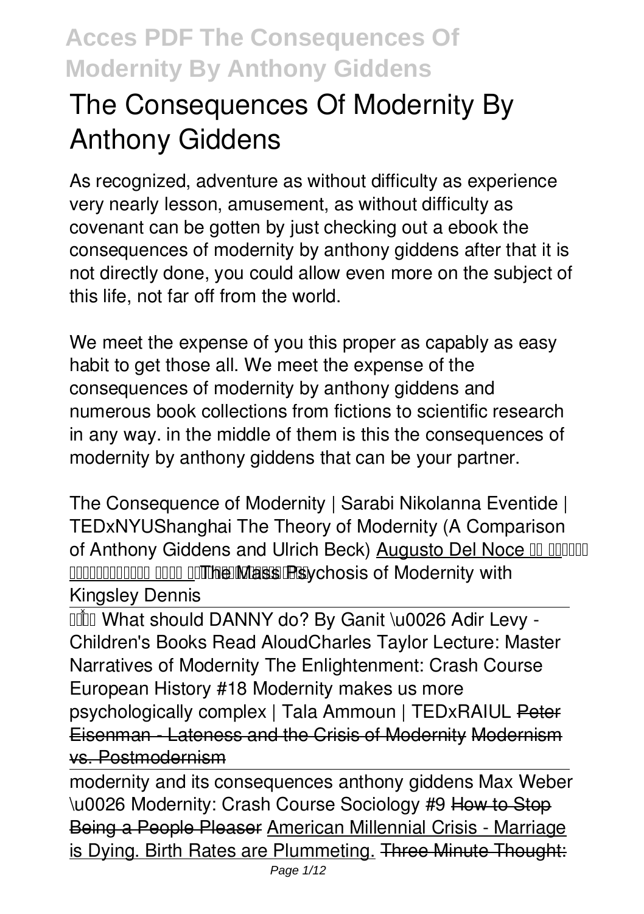# The Consequences Of Modernity By Anthony Giddens

As recognized, adventure as without difficulty as experience very nearly lesson, amusement, as without difficulty as covenant can be gotten by just checking out a ebook the consequences of modernity by anthony giddens after that it is not directly done, you could allow even more on the subject of this life, not far off from the world.

We meet the expense of you this proper as capably as easy habit to get those all. We meet the expense of the consequences of modernity by anthony giddens and numerous book collections from fictions to scientific research in any way. in the middle of them is this the consequences of modernity by anthony giddens that can be your partner.

The Consequence of Modernity | Sarabi Nikolanna Eventide | TEDxNYUShanghai The Theory of Modernity (A Comparison of Anthony Giddens and Ulrich Beck) Augusto Del Noce ... The Mass Psychosis of Modernity with Kingsley Dennis

What should DANNY do? By Ganit \u0026 Adir Levy - Children's Books Read AloudCharles Taylor Lecture: Master Narratives of Modernity The Enlightenment: Crash Course European History #18 Modernity makes us more psychologically complex | Tala Ammoun | TEDxRAIUL Peter Eisenman - Lateness and the Crisis of Modernity Modernism vs. Postmodernism

modernity and its consequences anthony giddens Max Weber \u0026 Modernity: Crash Course Sociology #9 How to Stop Being a People Pleaser American Millennial Crisis - Marriage is Dying. Birth Rates are Plummeting. Three Minute Thought: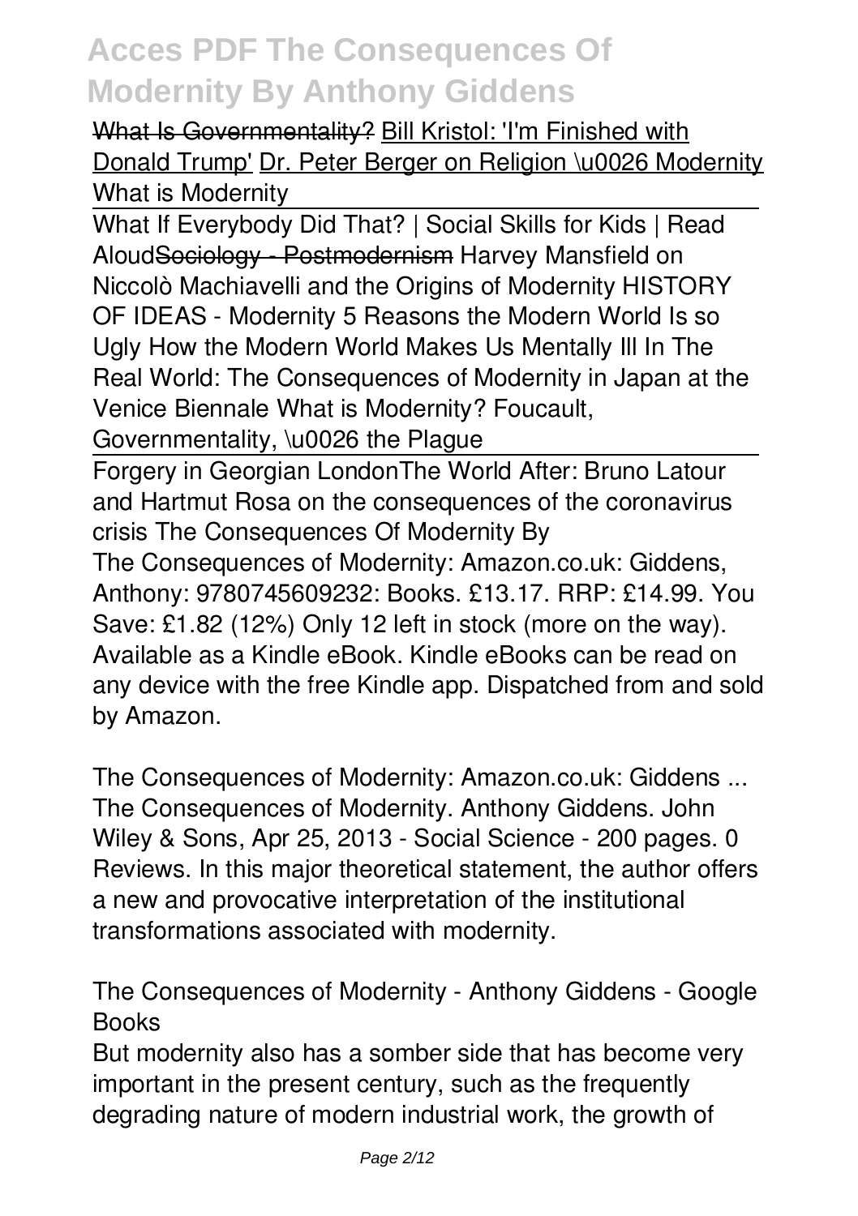What Is Governmentality? Bill Kristol: 'I'm Finished with Donald Trump' Dr. Peter Berger on Religion \u0026 Modernity What is Modernity

What If Everybody Did That? | Social Skills for Kids | Read AloudSociology - Postmodernism Harvey Mansfield on Niccolò Machiavelli and the Origins of Modernity HISTORY OF IDEAS - Modernity 5 Reasons the Modern World Is so Ugly How the Modern World Makes Us Mentally Ill In The Real World: The Consequences of Modernity in Japan at the Venice Biennale What is Modernity? Foucault, Governmentality, \u0026 the Plague

Forgery in Georgian LondonThe World After: Bruno Latour and Hartmut Rosa on the consequences of the coronavirus crisis The Consequences Of Modernity By

The Consequences of Modernity: Amazon.co.uk: Giddens, Anthony: 9780745609232: Books. £13.17. RRP: £14.99. You Save: £1.82 (12%) Only 12 left in stock (more on the way). Available as a Kindle eBook. Kindle eBooks can be read on any device with the free Kindle app. Dispatched from and sold by Amazon.

The Consequences of Modernity: Amazon.co.uk: Giddens ...

The Consequences of Modernity. Anthony Giddens. John Wiley & Sons, Apr 25, 2013 - Social Science - 200 pages. 0 Reviews. In this major theoretical statement, the author offers a new and provocative interpretation of the institutional transformations associated with modernity.

The Consequences of Modernity - Anthony Giddens - Google Books

But modernity also has a somber side that has become very important in the present century, such as the frequently degrading nature of modern industrial work, the growth of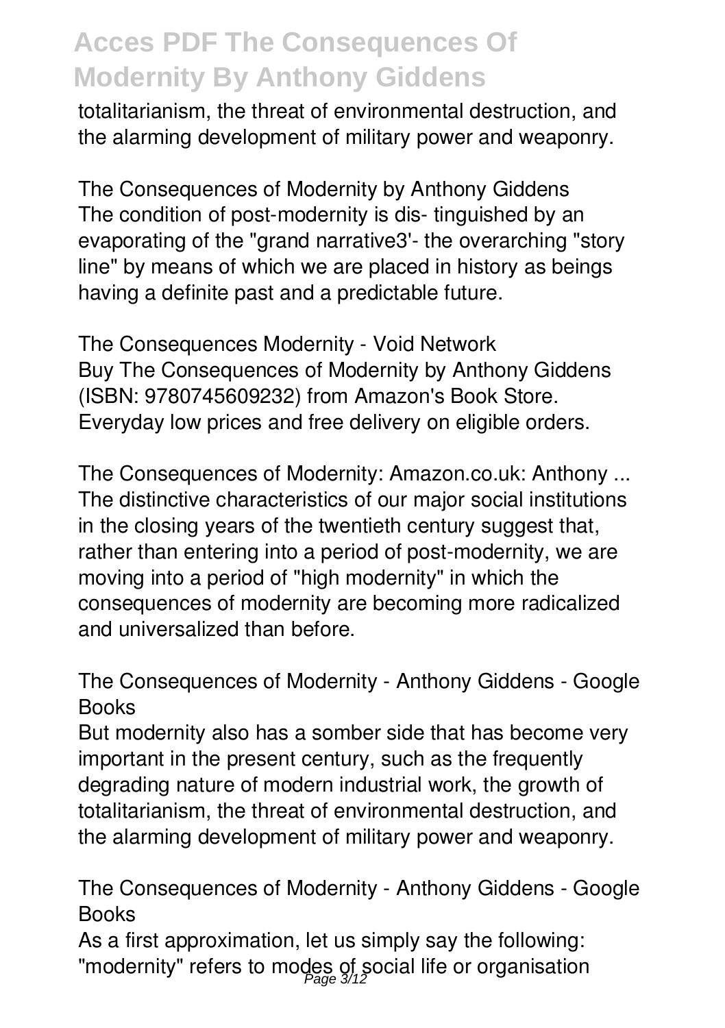totalitarianism, the threat of environmental destruction, and the alarming development of military power and weaponry.

**The Consequences of Modernity by Anthony Giddens**

The condition of post-modernity is dis- tinguished by an evaporating of the "grand narrative3'- the overarching "story line" by means of which we are placed in history as beings having a definite past and a predictable future.

**The Consequences Modernity - Void Network**

Buy The Consequences of Modernity by Anthony Giddens (ISBN: 9780745609232) from Amazon's Book Store. Everyday low prices and free delivery on eligible orders.

**The Consequences of Modernity: Amazon.co.uk: Anthony ...**

The distinctive characteristics of our major social institutions in the closing years of the twentieth century suggest that, rather than entering into a period of post-modernity, we are moving into a period of "high modernity" in which the consequences of modernity are becoming more radicalized and universalized than before.

**The Consequences of Modernity - Anthony Giddens - Google Books**

But modernity also has a somber side that has become very important in the present century, such as the frequently degrading nature of modern industrial work, the growth of totalitarianism, the threat of environmental destruction, and the alarming development of military power and weaponry.

**The Consequences of Modernity - Anthony Giddens - Google Books**

As a first approximation, let us simply say the following: "modernity" refers to modes of social life or organisation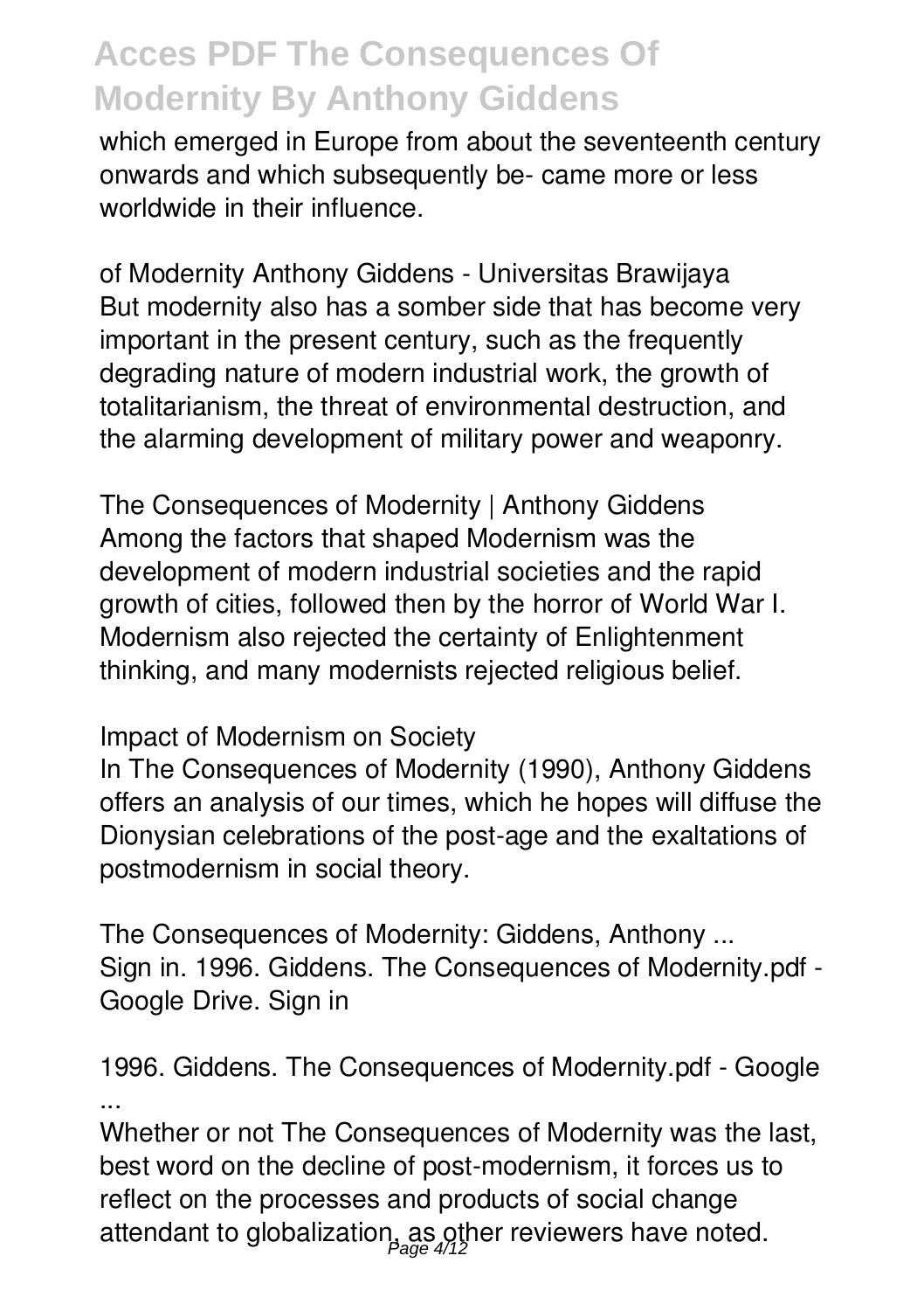which emerged in Europe from about the seventeenth century onwards and which subsequently be- came more or less worldwide in their influence.

*of Modernity Anthony Giddens - Universitas Brawijaya*

But modernity also has a somber side that has become very important in the present century, such as the frequently degrading nature of modern industrial work, the growth of totalitarianism, the threat of environmental destruction, and the alarming development of military power and weaponry.

*The Consequences of Modernity | Anthony Giddens*

Among the factors that shaped Modernism was the development of modern industrial societies and the rapid growth of cities, followed then by the horror of World War I. Modernism also rejected the certainty of Enlightenment thinking, and many modernists rejected religious belief.

*Impact of Modernism on Society*

In The Consequences of Modernity (1990), Anthony Giddens offers an analysis of our times, which he hopes will diffuse the Dionysian celebrations of the post-age and the exaltations of postmodernism in social theory.

*The Consequences of Modernity: Giddens, Anthony ...*

Sign in. 1996. Giddens. The Consequences of Modernity.pdf - Google Drive. Sign in

*1996. Giddens. The Consequences of Modernity.pdf - Google ...*

Whether or not The Consequences of Modernity was the last, best word on the decline of post-modernism, it forces us to reflect on the processes and products of social change attendant to globalization, as other reviewers have noted.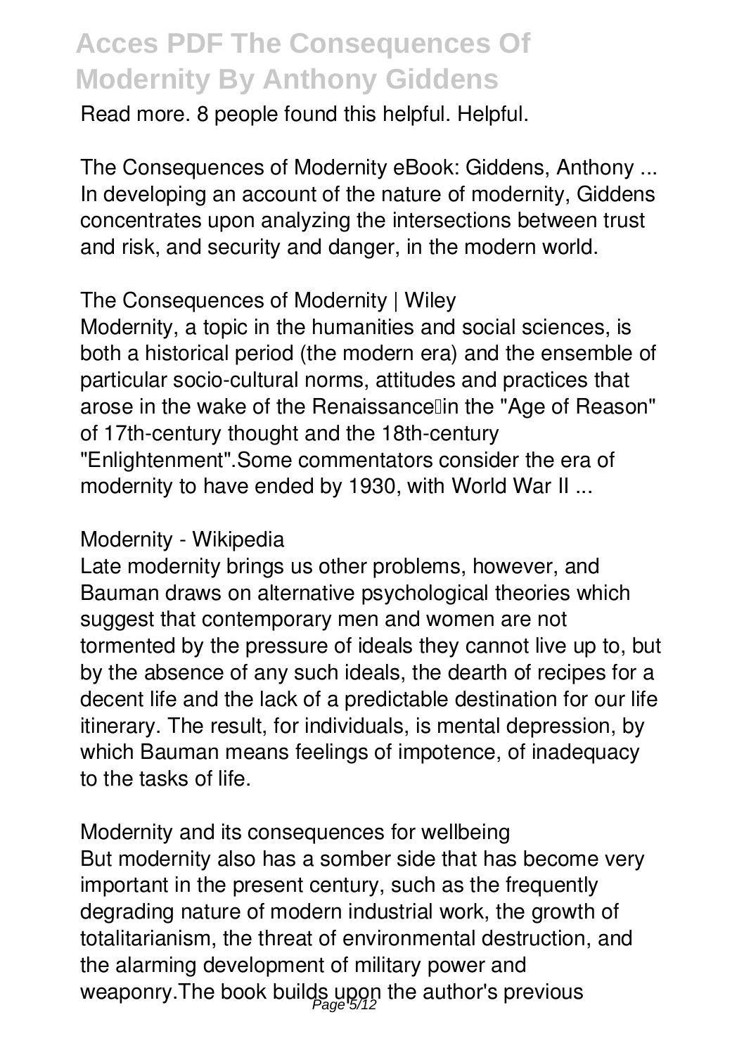Read more. 8 people found this helpful. Helpful.

The Consequences of Modernity eBook: Giddens, Anthony ...
In developing an account of the nature of modernity, Giddens concentrates upon analyzing the intersections between trust and risk, and security and danger, in the modern world.

The Consequences of Modernity | Wiley
Modernity, a topic in the humanities and social sciences, is both a historical period (the modern era) and the ensemble of particular socio-cultural norms, attitudes and practices that arose in the wake of the Renaissance—in the "Age of Reason" of 17th-century thought and the 18th-century "Enlightenment".Some commentators consider the era of modernity to have ended by 1930, with World War II ...

Modernity - Wikipedia
Late modernity brings us other problems, however, and Bauman draws on alternative psychological theories which suggest that contemporary men and women are not tormented by the pressure of ideals they cannot live up to, but by the absence of any such ideals, the dearth of recipes for a decent life and the lack of a predictable destination for our life itinerary. The result, for individuals, is mental depression, by which Bauman means feelings of impotence, of inadequacy to the tasks of life.

Modernity and its consequences for wellbeing
But modernity also has a somber side that has become very important in the present century, such as the frequently degrading nature of modern industrial work, the growth of totalitarianism, the threat of environmental destruction, and the alarming development of military power and weaponry.The book builds upon the author's previous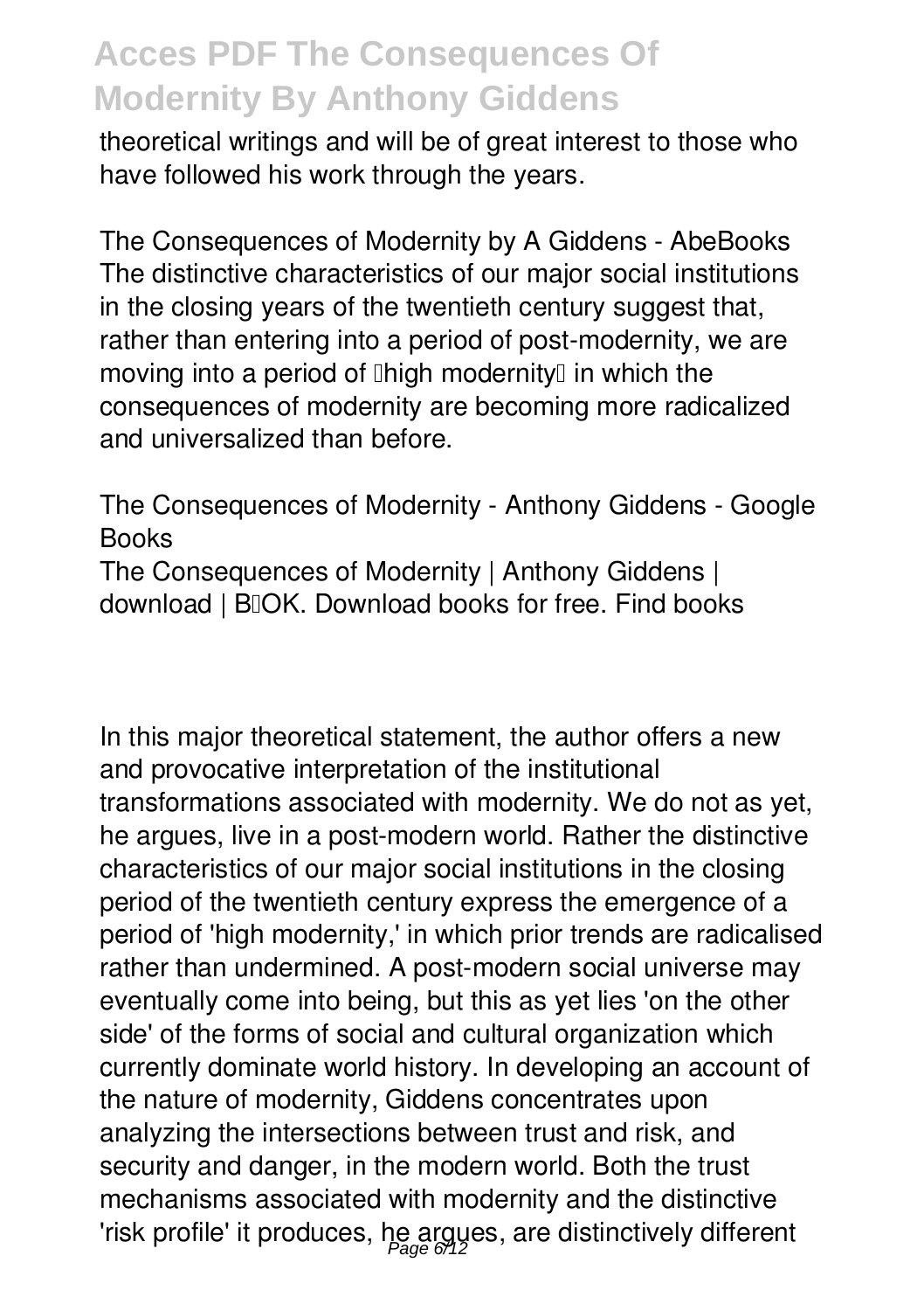theoretical writings and will be of great interest to those who have followed his work through the years.

The Consequences of Modernity by A Giddens - AbeBooks
The distinctive characteristics of our major social institutions in the closing years of the twentieth century suggest that, rather than entering into a period of post-modernity, we are moving into a period of "high modernity" in which the consequences of modernity are becoming more radicalized and universalized than before.

The Consequences of Modernity - Anthony Giddens - Google Books
The Consequences of Modernity | Anthony Giddens | download | B–OK. Download books for free. Find books

In this major theoretical statement, the author offers a new and provocative interpretation of the institutional transformations associated with modernity. We do not as yet, he argues, live in a post-modern world. Rather the distinctive characteristics of our major social institutions in the closing period of the twentieth century express the emergence of a period of 'high modernity,' in which prior trends are radicalised rather than undermined. A post-modern social universe may eventually come into being, but this as yet lies 'on the other side' of the forms of social and cultural organization which currently dominate world history. In developing an account of the nature of modernity, Giddens concentrates upon analyzing the intersections between trust and risk, and security and danger, in the modern world. Both the trust mechanisms associated with modernity and the distinctive 'risk profile' it produces, he argues, are distinctively different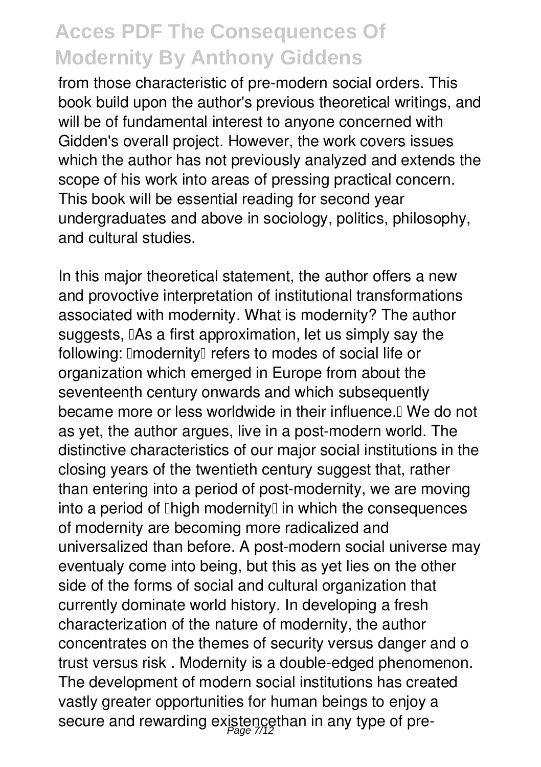from those characteristic of pre-modern social orders. This book build upon the author's previous theoretical writings, and will be of fundamental interest to anyone concerned with Gidden's overall project. However, the work covers issues which the author has not previously analyzed and extends the scope of his work into areas of pressing practical concern. This book will be essential reading for second year undergraduates and above in sociology, politics, philosophy, and cultural studies.

In this major theoretical statement, the author offers a new and provocative interpretation of institutional transformations associated with modernity. What is modernity? The author suggests, "As a first approximation, let us simply say the following: 'modernity' refers to modes of social life or organization which emerged in Europe from about the seventeenth century onwards and which subsequently became more or less worldwide in their influence." We do not as yet, the author argues, live in a post-modern world. The distinctive characteristics of our major social institutions in the closing years of the twentieth century suggest that, rather than entering into a period of post-modernity, we are moving into a period of "high modernity" in which the consequences of modernity are becoming more radicalized and universalized than before. A post-modern social universe may eventualy come into being, but this as yet lies on the other side of the forms of social and cultural organization that currently dominate world history. In developing a fresh characterization of the nature of modernity, the author concentrates on the themes of security versus danger and o trust versus risk . Modernity is a double-edged phenomenon. The development of modern social institutions has created vastly greater opportunities for human beings to enjoy a secure and rewarding existencethan in any type of pre-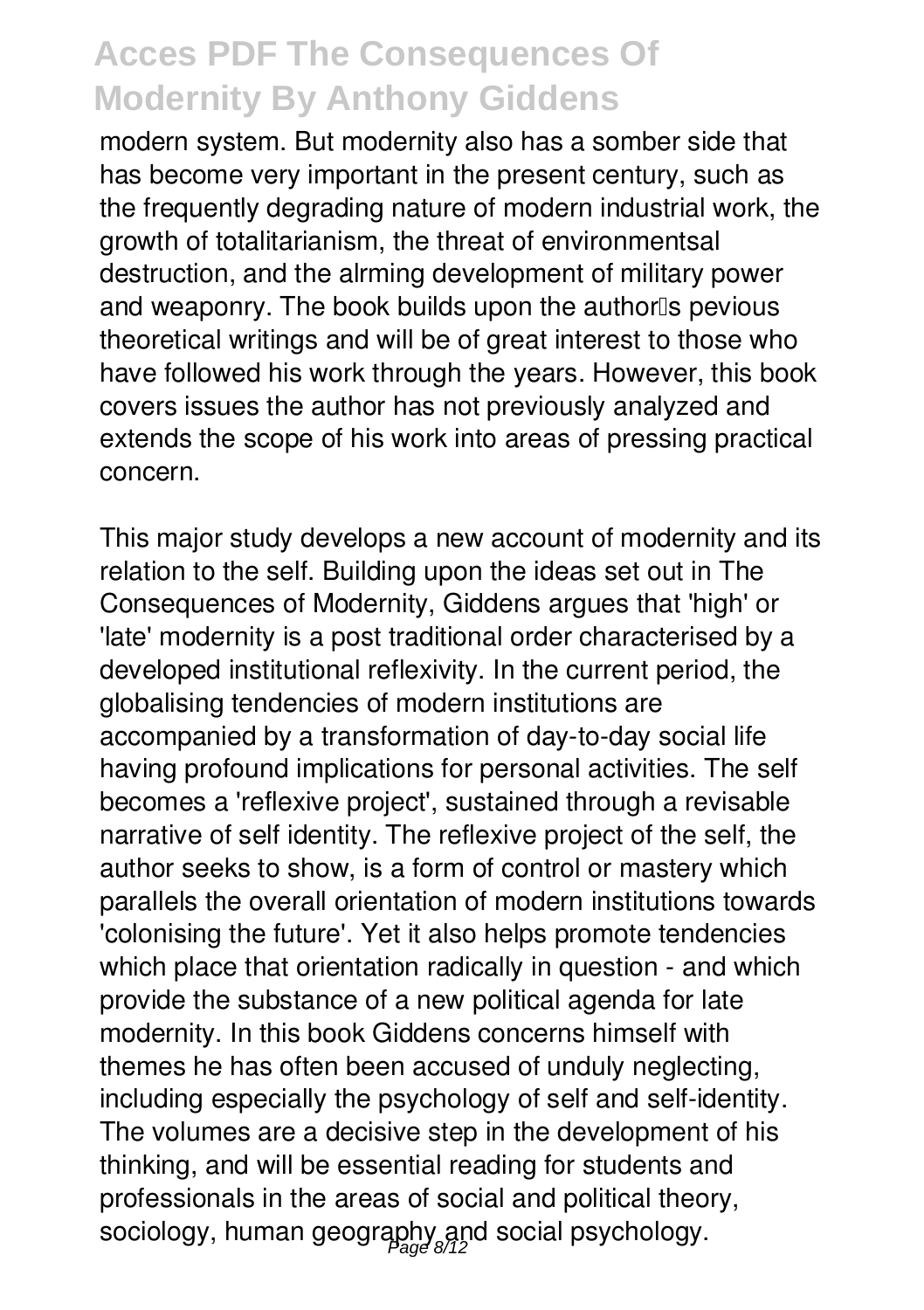modern system. But modernity also has a somber side that has become very important in the present century, such as the frequently degrading nature of modern industrial work, the growth of totalitarianism, the threat of environmentsal destruction, and the alrming development of military power and weaponry. The book builds upon the author's pevious theoretical writings and will be of great interest to those who have followed his work through the years. However, this book covers issues the author has not previously analyzed and extends the scope of his work into areas of pressing practical concern.

This major study develops a new account of modernity and its relation to the self. Building upon the ideas set out in The Consequences of Modernity, Giddens argues that 'high' or 'late' modernity is a post traditional order characterised by a developed institutional reflexivity. In the current period, the globalising tendencies of modern institutions are accompanied by a transformation of day-to-day social life having profound implications for personal activities. The self becomes a 'reflexive project', sustained through a revisable narrative of self identity. The reflexive project of the self, the author seeks to show, is a form of control or mastery which parallels the overall orientation of modern institutions towards 'colonising the future'. Yet it also helps promote tendencies which place that orientation radically in question - and which provide the substance of a new political agenda for late modernity. In this book Giddens concerns himself with themes he has often been accused of unduly neglecting, including especially the psychology of self and self-identity. The volumes are a decisive step in the development of his thinking, and will be essential reading for students and professionals in the areas of social and political theory, sociology, human geography and social psychology.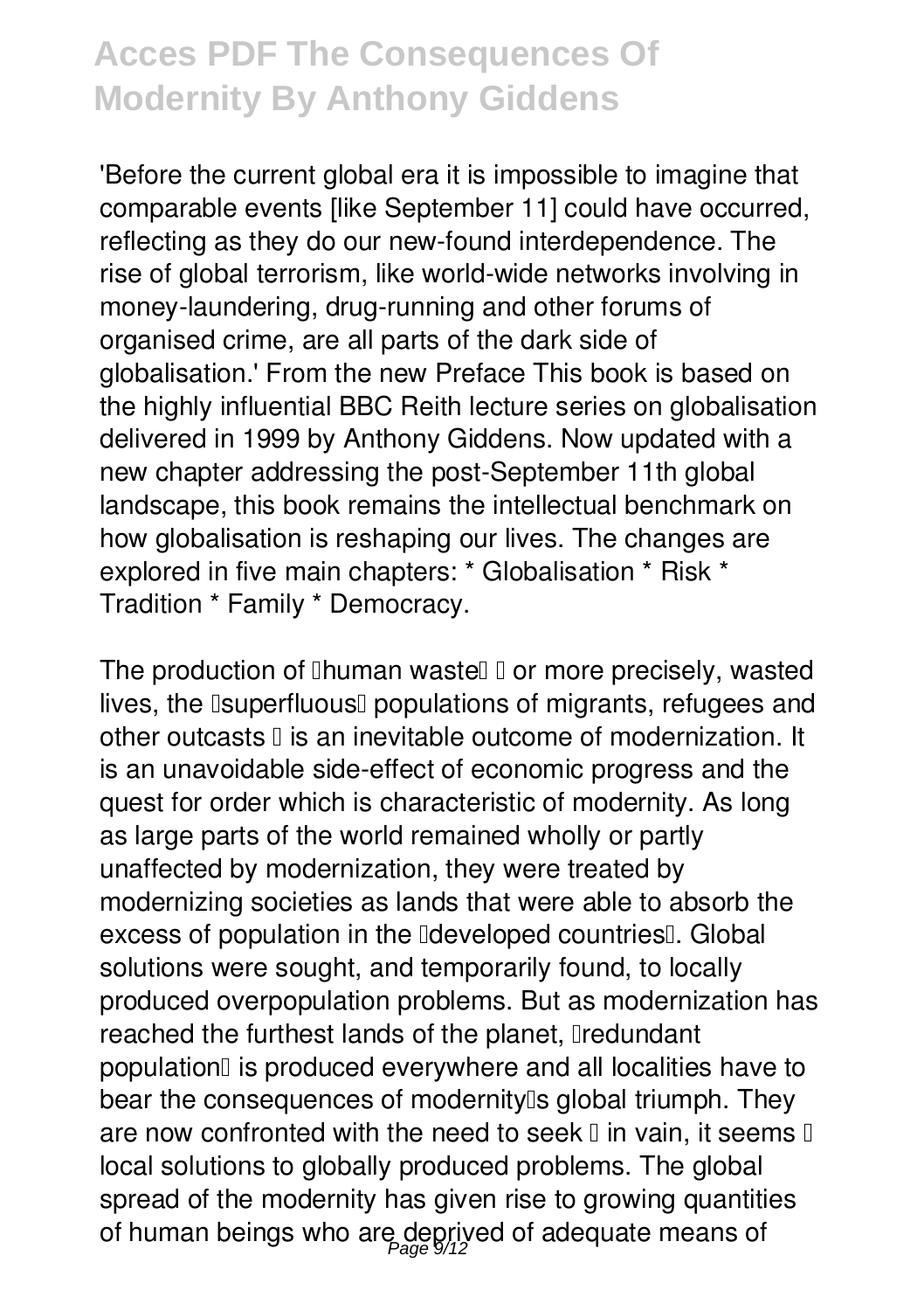'Before the current global era it is impossible to imagine that comparable events [like September 11] could have occurred, reflecting as they do our new-found interdependence. The rise of global terrorism, like world-wide networks involving in money-laundering, drug-running and other forums of organised crime, are all parts of the dark side of globalisation.' From the new Preface This book is based on the highly influential BBC Reith lecture series on globalisation delivered in 1999 by Anthony Giddens. Now updated with a new chapter addressing the post-September 11th global landscape, this book remains the intellectual benchmark on how globalisation is reshaping our lives. The changes are explored in five main chapters: * Globalisation * Risk * Tradition * Family * Democracy.

The production of 'human waste' – or more precisely, wasted lives, the 'superfluous' populations of migrants, refugees and other outcasts – is an inevitable outcome of modernization. It is an unavoidable side-effect of economic progress and the quest for order which is characteristic of modernity. As long as large parts of the world remained wholly or partly unaffected by modernization, they were treated by modernizing societies as lands that were able to absorb the excess of population in the 'developed countries'. Global solutions were sought, and temporarily found, to locally produced overpopulation problems. But as modernization has reached the furthest lands of the planet, 'redundant population' is produced everywhere and all localities have to bear the consequences of modernity's global triumph. They are now confronted with the need to seek – in vain, it seems – local solutions to globally produced problems. The global spread of the modernity has given rise to growing quantities of human beings who are deprived of adequate means of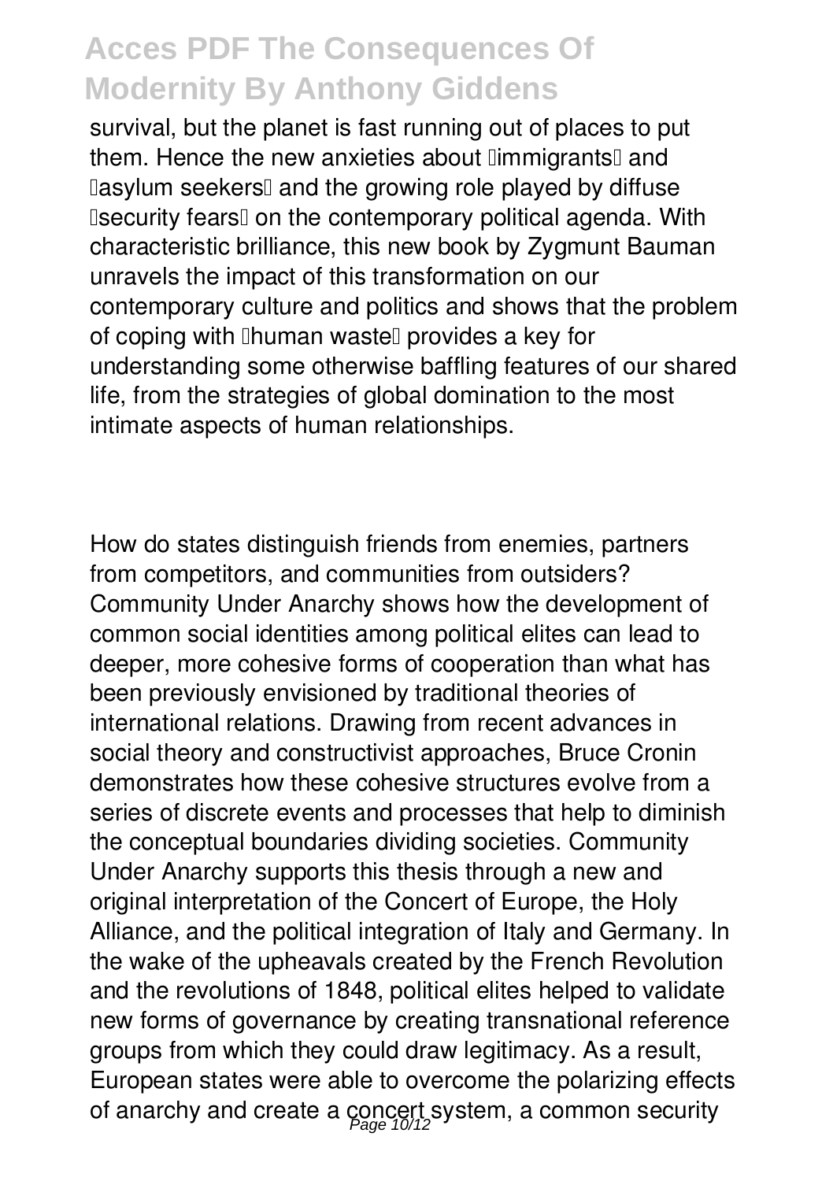survival, but the planet is fast running out of places to put them. Hence the new anxieties about 'immigrants' and 'asylum seekers' and the growing role played by diffuse 'security fears' on the contemporary political agenda. With characteristic brilliance, this new book by Zygmunt Bauman unravels the impact of this transformation on our contemporary culture and politics and shows that the problem of coping with 'human waste' provides a key for understanding some otherwise baffling features of our shared life, from the strategies of global domination to the most intimate aspects of human relationships.

How do states distinguish friends from enemies, partners from competitors, and communities from outsiders? Community Under Anarchy shows how the development of common social identities among political elites can lead to deeper, more cohesive forms of cooperation than what has been previously envisioned by traditional theories of international relations. Drawing from recent advances in social theory and constructivist approaches, Bruce Cronin demonstrates how these cohesive structures evolve from a series of discrete events and processes that help to diminish the conceptual boundaries dividing societies. Community Under Anarchy supports this thesis through a new and original interpretation of the Concert of Europe, the Holy Alliance, and the political integration of Italy and Germany. In the wake of the upheavals created by the French Revolution and the revolutions of 1848, political elites helped to validate new forms of governance by creating transnational reference groups from which they could draw legitimacy. As a result, European states were able to overcome the polarizing effects of anarchy and create a concert system, a common security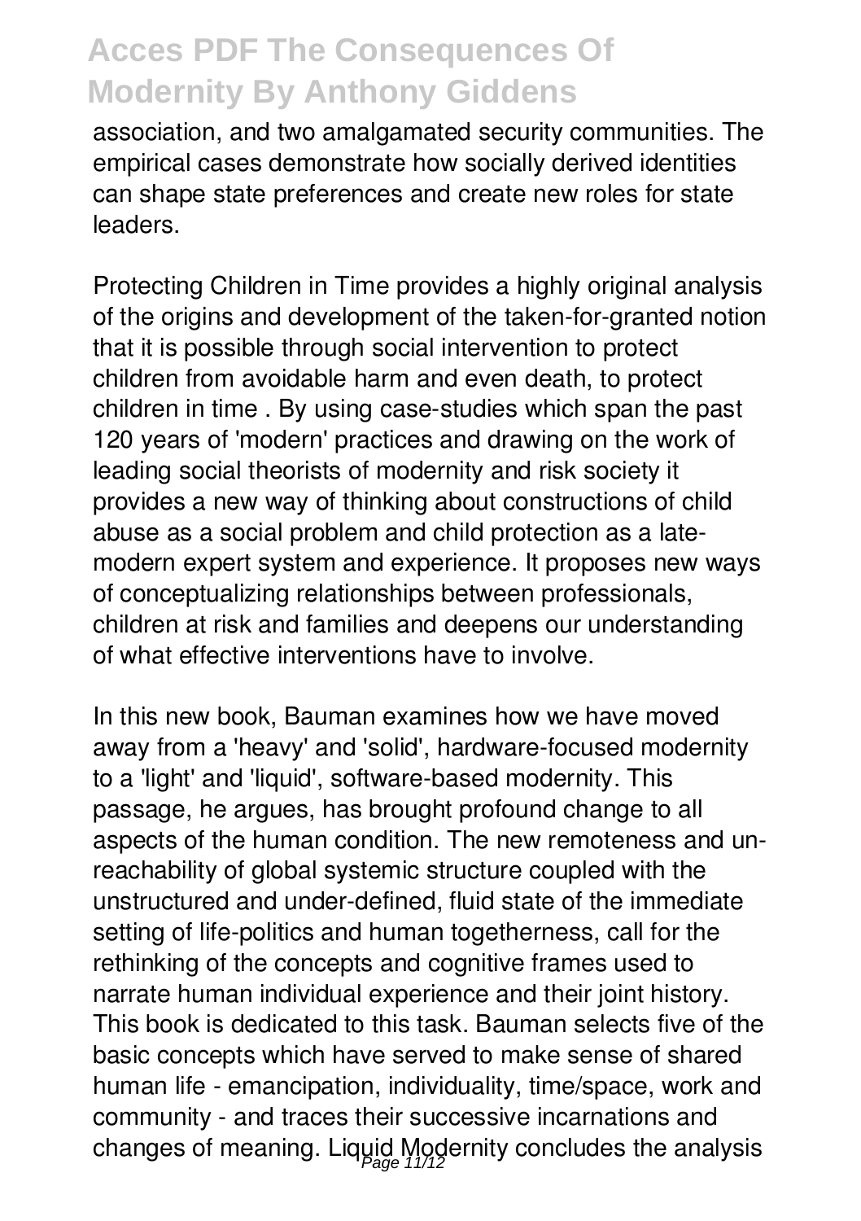association, and two amalgamated security communities. The empirical cases demonstrate how socially derived identities can shape state preferences and create new roles for state leaders.

Protecting Children in Time provides a highly original analysis of the origins and development of the taken-for-granted notion that it is possible through social intervention to protect children from avoidable harm and even death, to protect children in time . By using case-studies which span the past 120 years of 'modern' practices and drawing on the work of leading social theorists of modernity and risk society it provides a new way of thinking about constructions of child abuse as a social problem and child protection as a late-modern expert system and experience. It proposes new ways of conceptualizing relationships between professionals, children at risk and families and deepens our understanding of what effective interventions have to involve.

In this new book, Bauman examines how we have moved away from a 'heavy' and 'solid', hardware-focused modernity to a 'light' and 'liquid', software-based modernity. This passage, he argues, has brought profound change to all aspects of the human condition. The new remoteness and un-reachability of global systemic structure coupled with the unstructured and under-defined, fluid state of the immediate setting of life-politics and human togetherness, call for the rethinking of the concepts and cognitive frames used to narrate human individual experience and their joint history. This book is dedicated to this task. Bauman selects five of the basic concepts which have served to make sense of shared human life - emancipation, individuality, time/space, work and community - and traces their successive incarnations and changes of meaning. Liquid Modernity concludes the analysis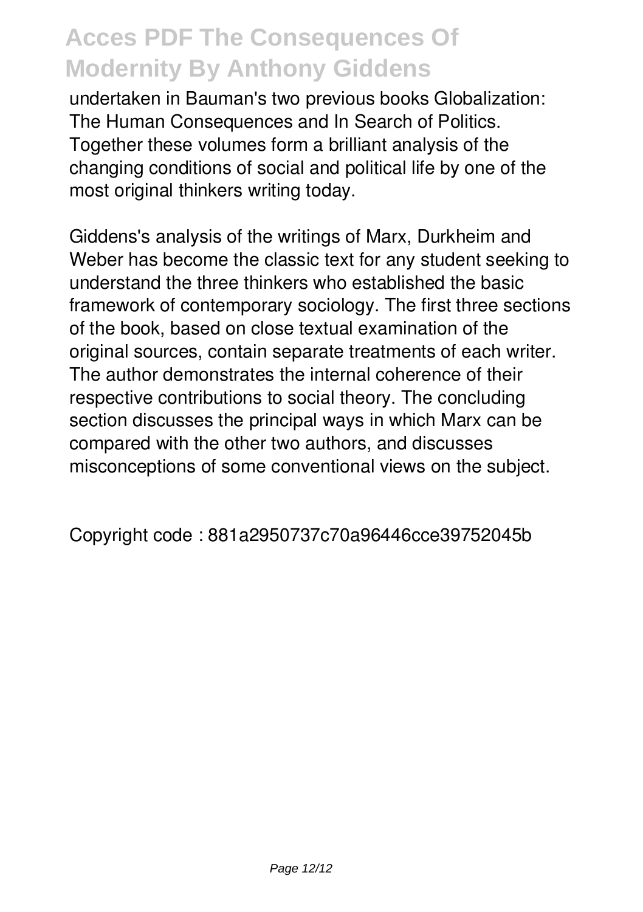undertaken in Bauman's two previous books Globalization: The Human Consequences and In Search of Politics. Together these volumes form a brilliant analysis of the changing conditions of social and political life by one of the most original thinkers writing today.

Giddens's analysis of the writings of Marx, Durkheim and Weber has become the classic text for any student seeking to understand the three thinkers who established the basic framework of contemporary sociology. The first three sections of the book, based on close textual examination of the original sources, contain separate treatments of each writer. The author demonstrates the internal coherence of their respective contributions to social theory. The concluding section discusses the principal ways in which Marx can be compared with the other two authors, and discusses misconceptions of some conventional views on the subject.

Copyright code : 881a2950737c70a96446cce39752045b